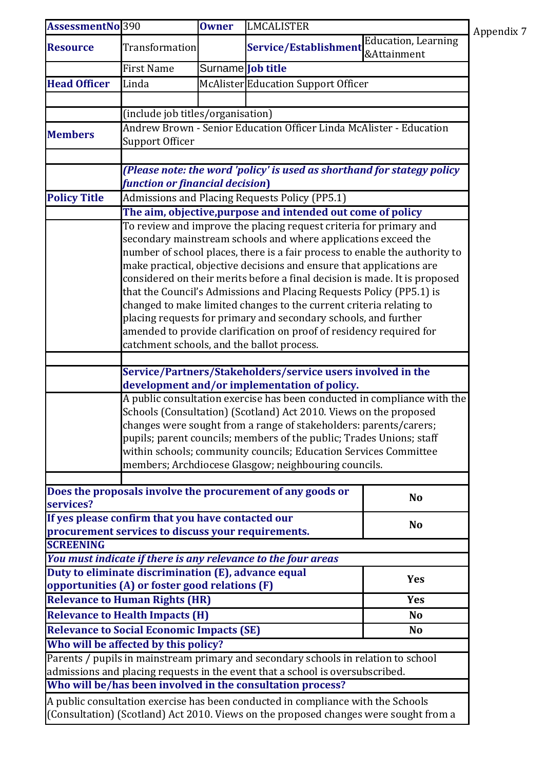Appendix 7

| AssessmentNo | 390 | Owner | LMCALISTER | |
|---|---|---|---|---|
| **Resource** | Transformation | | **Service/Establishment** | Education, Learning &Attainment |
| | First Name | Surname | **Job title** | |
| **Head Officer** | Linda | McAlister | Education Support Officer | |
| | | | | |
| | (include job titles/organisation) | | | |
| **Members** | Andrew Brown - Senior Education Officer Linda McAlister - Education Support Officer | | | |
| | | | | |
| | ***(Please note: the word 'policy' is used as shorthand for stategy policy function or financial decision)*** | | | |
| **Policy Title** | Admissions and Placing Requests Policy (PP5.1) | | | |
| | **The aim, objective,purpose and intended out come of policy** | | | |
| | To review and improve the placing request criteria for primary and secondary mainstream schools and where applications exceed the number of school places, there is a fair process to enable the authority to make practical, objective decisions and ensure that applications are considered on their merits before a final decision is made. It is proposed that the Council's Admissions and Placing Requests Policy (PP5.1) is changed to make limited changes to the current criteria relating to placing requests for primary and secondary schools, and further amended to provide clarification on proof of residency required for catchment schools, and the ballot process. | | | |
| | | | | |
| | **Service/Partners/Stakeholders/service users involved in the development and/or implementation of policy.** | | | |
| | A public consultation exercise has been conducted in compliance with the Schools (Consultation) (Scotland) Act 2010. Views on the proposed changes were sought from a range of stakeholders: parents/carers; pupils; parent councils; members of the public; Trades Unions; staff within schools; community councils; Education Services Committee members; Archdiocese Glasgow; neighbouring councils. | | | |
| | | | | |

| | |
|---|---|
| **Does the proposals involve the procurement of any goods or services?** | **No** |
| **If yes please confirm that you have contacted our procurement services to discuss your requirements.** | **No** |
| **SCREENING** | |
| ***You must indicate if there is any relevance to the four areas*** | |
| **Duty to eliminate discrimination (E), advance equal opportunities (A) or foster good relations (F)** | **Yes** |
| **Relevance to Human Rights (HR)** | **Yes** |
| **Relevance to Health Impacts (H)** | **No** |
| **Relevance to Social Economic Impacts (SE)** | **No** |
| **Who will be affected by this policy?** | |
| Parents / pupils in mainstream primary and secondary schools in relation to school admissions and placing requests in the event that a school is oversubscribed. | |
| **Who will be/has been involved in the consultation process?** | |
| A public consultation exercise has been conducted in compliance with the Schools (Consultation) (Scotland) Act 2010. Views on the proposed changes were sought from a | |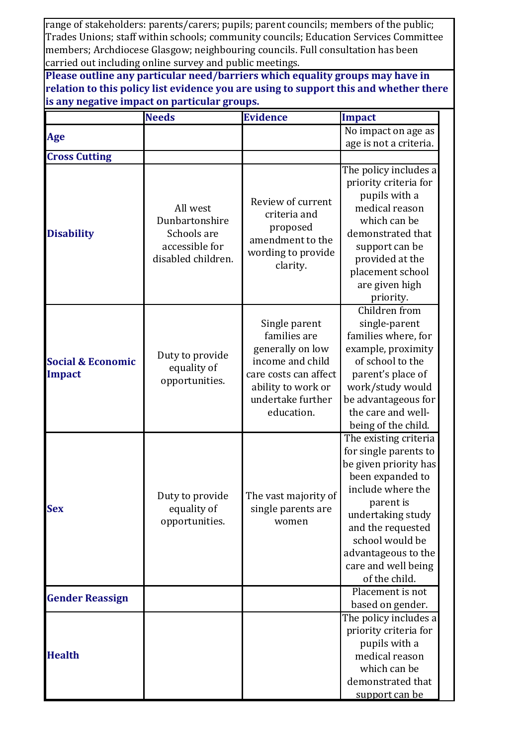range of stakeholders: parents/carers; pupils; parent councils; members of the public; Trades Unions; staff within schools; community councils; Education Services Committee members; Archdiocese Glasgow; neighbouring councils. Full consultation has been carried out including online survey and public meetings.

**Please outline any particular need/barriers which equality groups may have in relation to this policy list evidence you are using to support this and whether there is any negative impact on particular groups.**

| | Needs | Evidence | Impact |
|---|---|---|---|
| **Age** | | | No impact on age as age is not a criteria. |
| **Cross Cutting** | | | |
| **Disability** | All west Dunbartonshire Schools are accessible for disabled children. | Review of current criteria and proposed amendment to the wording to provide clarity. | The policy includes a priority criteria for pupils with a medical reason which can be demonstrated that support can be provided at the placement school are given high priority. |
| **Social & Economic Impact** | Duty to provide equality of opportunities. | Single parent families are generally on low income and child care costs can affect ability to work or undertake further education. | Children from single-parent families where, for example, proximity of school to the parent's place of work/study would be advantageous for the care and well-being of the child. |
| **Sex** | Duty to provide equality of opportunities. | The vast majority of single parents are women | The existing criteria for single parents to be given priority has been expanded to include where the parent is undertaking study and the requested school would be advantageous to the care and well being of the child. |
| **Gender Reassign** | | | Placement is not based on gender. |
| **Health** | | | The policy includes a priority criteria for pupils with a medical reason which can be demonstrated that support can be |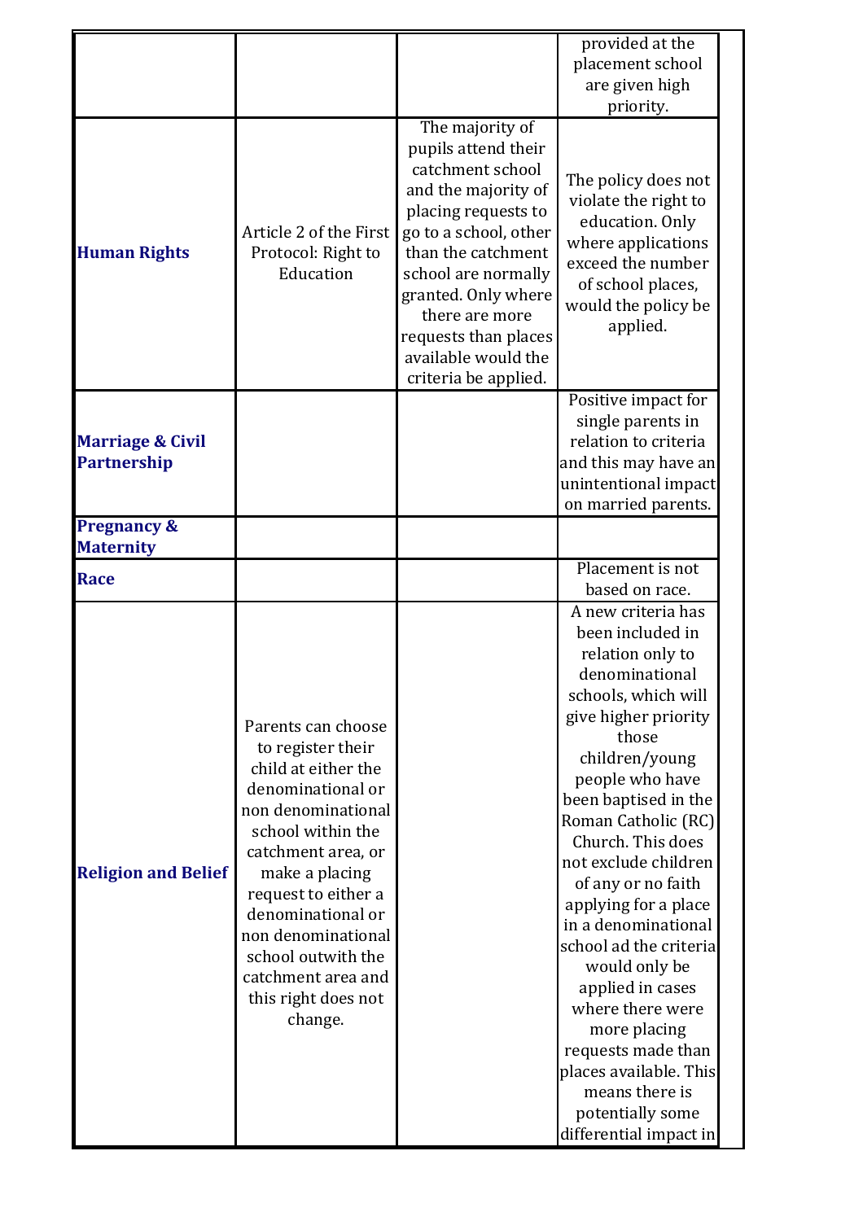| | | | |
|---|---|---|---|
| | | | provided at the placement school are given high priority. |
| **Human Rights** | Article 2 of the First Protocol: Right to Education | The majority of pupils attend their catchment school and the majority of placing requests to go to a school, other than the catchment school are normally granted. Only where there are more requests than places available would the criteria be applied. | The policy does not violate the right to education. Only where applications exceed the number of school places, would the policy be applied. |
| **Marriage & Civil Partnership** | | | Positive impact for single parents in relation to criteria and this may have an unintentional impact on married parents. |
| **Pregnancy & Maternity** | | | |
| **Race** | | | Placement is not based on race. |
| **Religion and Belief** | Parents can choose to register their child at either the denominational or non denominational school within the catchment area, or make a placing request to either a denominational or non denominational school outwith the catchment area and this right does not change. | | A new criteria has been included in relation only to denominational schools, which will give higher priority those children/young people who have been baptised in the Roman Catholic (RC) Church. This does not exclude children of any or no faith applying for a place in a denominational school ad the criteria would only be applied in cases where there were more placing requests made than places available. This means there is potentially some differential impact in |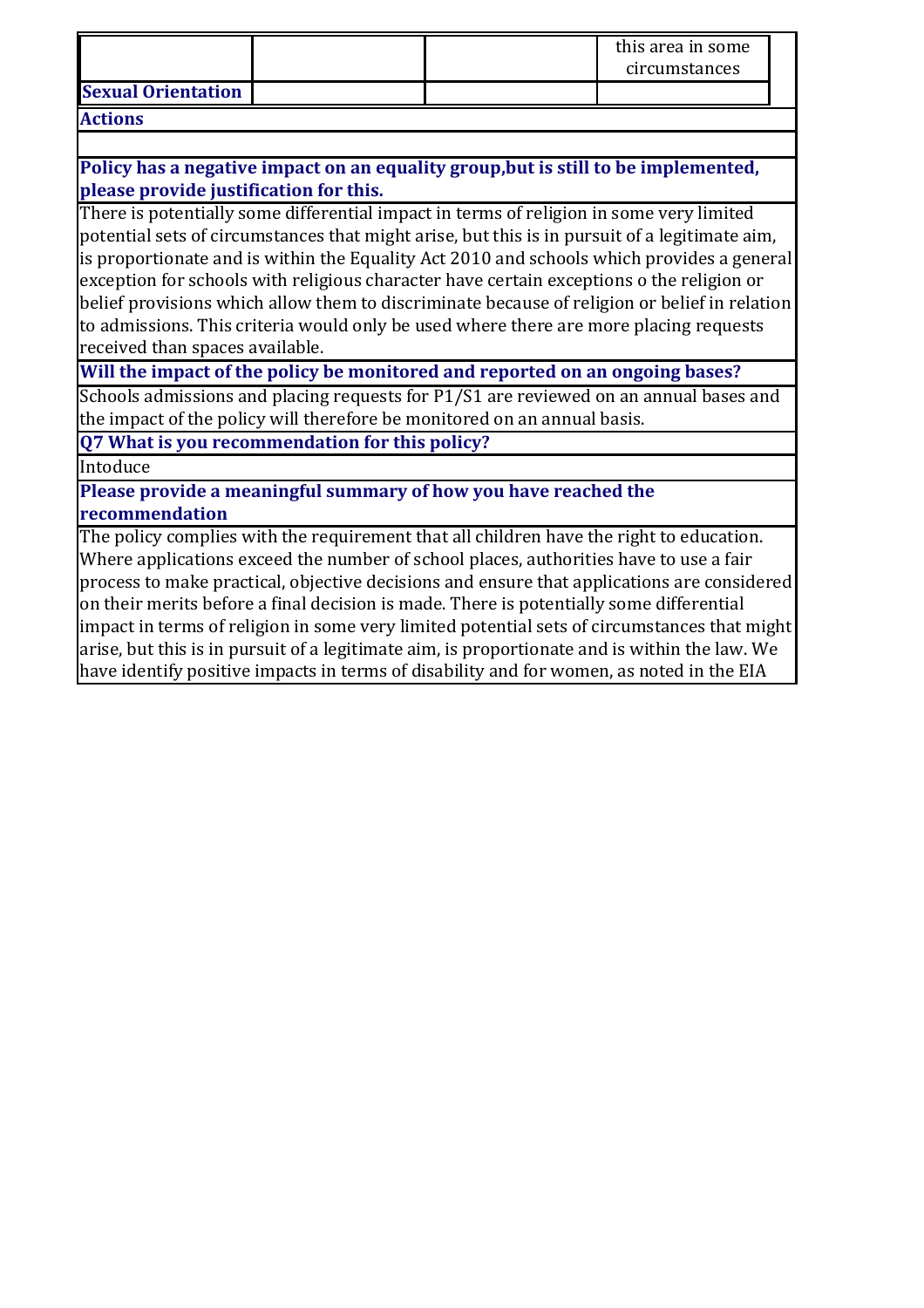| | | | |
|---|---|---|---|
| | | | this area in some circumstances |
| **Sexual Orientation** | | | |

**Actions**

**Policy has a negative impact on an equality group,but is still to be implemented, please provide justification for this.**

There is potentially some differential impact in terms of religion in some very limited potential sets of circumstances that might arise, but this is in pursuit of a legitimate aim, is proportionate and is within the Equality Act 2010 and schools which provides a general exception for schools with religious character have certain exceptions o the religion or belief provisions which allow them to discriminate because of religion or belief in relation to admissions. This criteria would only be used where there are more placing requests received than spaces available.

**Will the impact of the policy be monitored and reported on an ongoing bases?**

Schools admissions and placing requests for P1/S1 are reviewed on an annual bases and the impact of the policy will therefore be monitored on an annual basis.

**Q7 What is you recommendation for this policy?**

Intoduce

**Please provide a meaningful summary of how you have reached the recommendation**

The policy complies with the requirement that all children have the right to education. Where applications exceed the number of school places, authorities have to use a fair process to make practical, objective decisions and ensure that applications are considered on their merits before a final decision is made. There is potentially some differential impact in terms of religion in some very limited potential sets of circumstances that might arise, but this is in pursuit of a legitimate aim, is proportionate and is within the law. We have identify positive impacts in terms of disability and for women, as noted in the EIA